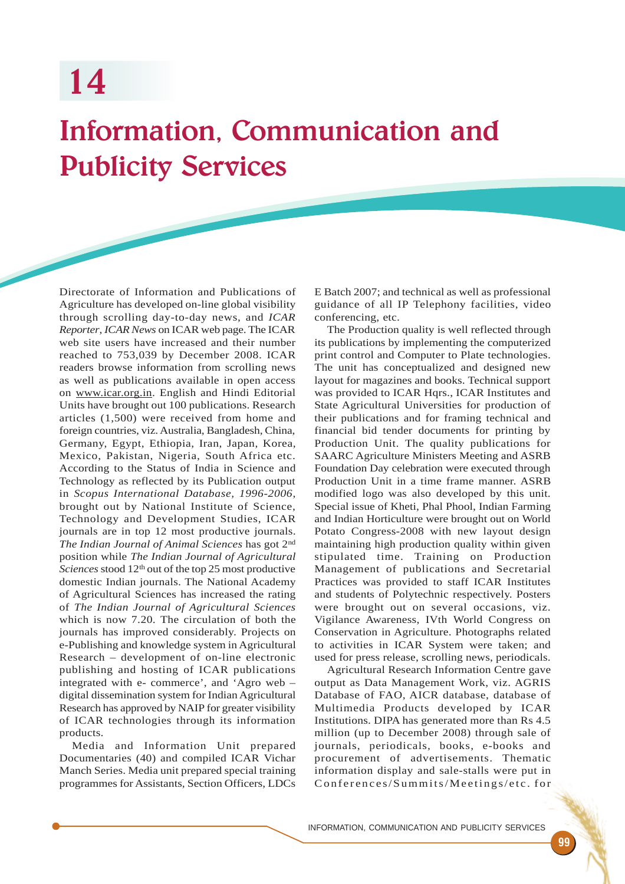# 14

# Information, Communication and Publicity Services

Directorate of Information and Publications of Agriculture has developed on-line global visibility through scrolling day-to-day news, and *ICAR Reporter*, *ICAR News* on ICAR web page. The ICAR web site users have increased and their number reached to 753,039 by December 2008. ICAR readers browse information from scrolling news as well as publications available in open access on www.icar.org.in. English and Hindi Editorial Units have brought out 100 publications. Research articles (1,500) were received from home and foreign countries, viz. Australia, Bangladesh, China, Germany, Egypt, Ethiopia, Iran, Japan, Korea, Mexico, Pakistan, Nigeria, South Africa etc. According to the Status of India in Science and Technology as reflected by its Publication output in *Scopus International Database, 1996-2006*, brought out by National Institute of Science, Technology and Development Studies, ICAR journals are in top 12 most productive journals. *The Indian Journal of Animal Sciences* has got 2nd position while *The Indian Journal of Agricultural Sciences* stood 12th out of the top 25 most productive domestic Indian journals. The National Academy of Agricultural Sciences has increased the rating of *The Indian Journal of Agricultural Sciences* which is now 7.20. The circulation of both the journals has improved considerably. Projects on e-Publishing and knowledge system in Agricultural Research – development of on-line electronic publishing and hosting of ICAR publications integrated with e- commerce', and 'Agro web – digital dissemination system for Indian Agricultural Research has approved by NAIP for greater visibility of ICAR technologies through its information products.

Media and Information Unit prepared Documentaries (40) and compiled ICAR Vichar Manch Series. Media unit prepared special training programmes for Assistants, Section Officers, LDCs E Batch 2007; and technical as well as professional guidance of all IP Telephony facilities, video conferencing, etc.

The Production quality is well reflected through its publications by implementing the computerized print control and Computer to Plate technologies. The unit has conceptualized and designed new layout for magazines and books. Technical support was provided to ICAR Hqrs., ICAR Institutes and State Agricultural Universities for production of their publications and for framing technical and financial bid tender documents for printing by Production Unit. The quality publications for SAARC Agriculture Ministers Meeting and ASRB Foundation Day celebration were executed through Production Unit in a time frame manner. ASRB modified logo was also developed by this unit. Special issue of Kheti, Phal Phool, Indian Farming and Indian Horticulture were brought out on World Potato Congress-2008 with new layout design maintaining high production quality within given stipulated time. Training on Production Management of publications and Secretarial Practices was provided to staff ICAR Institutes and students of Polytechnic respectively. Posters were brought out on several occasions, viz. Vigilance Awareness, IVth World Congress on Conservation in Agriculture. Photographs related to activities in ICAR System were taken; and used for press release, scrolling news, periodicals.

Agricultural Research Information Centre gave output as Data Management Work, viz. AGRIS Database of FAO, AICR database, database of Multimedia Products developed by ICAR Institutions. DIPA has generated more than Rs 4.5 million (up to December 2008) through sale of journals, periodicals, books, e-books and procurement of advertisements. Thematic information display and sale-stalls were put in Conferences/Summits/Meetings/etc. for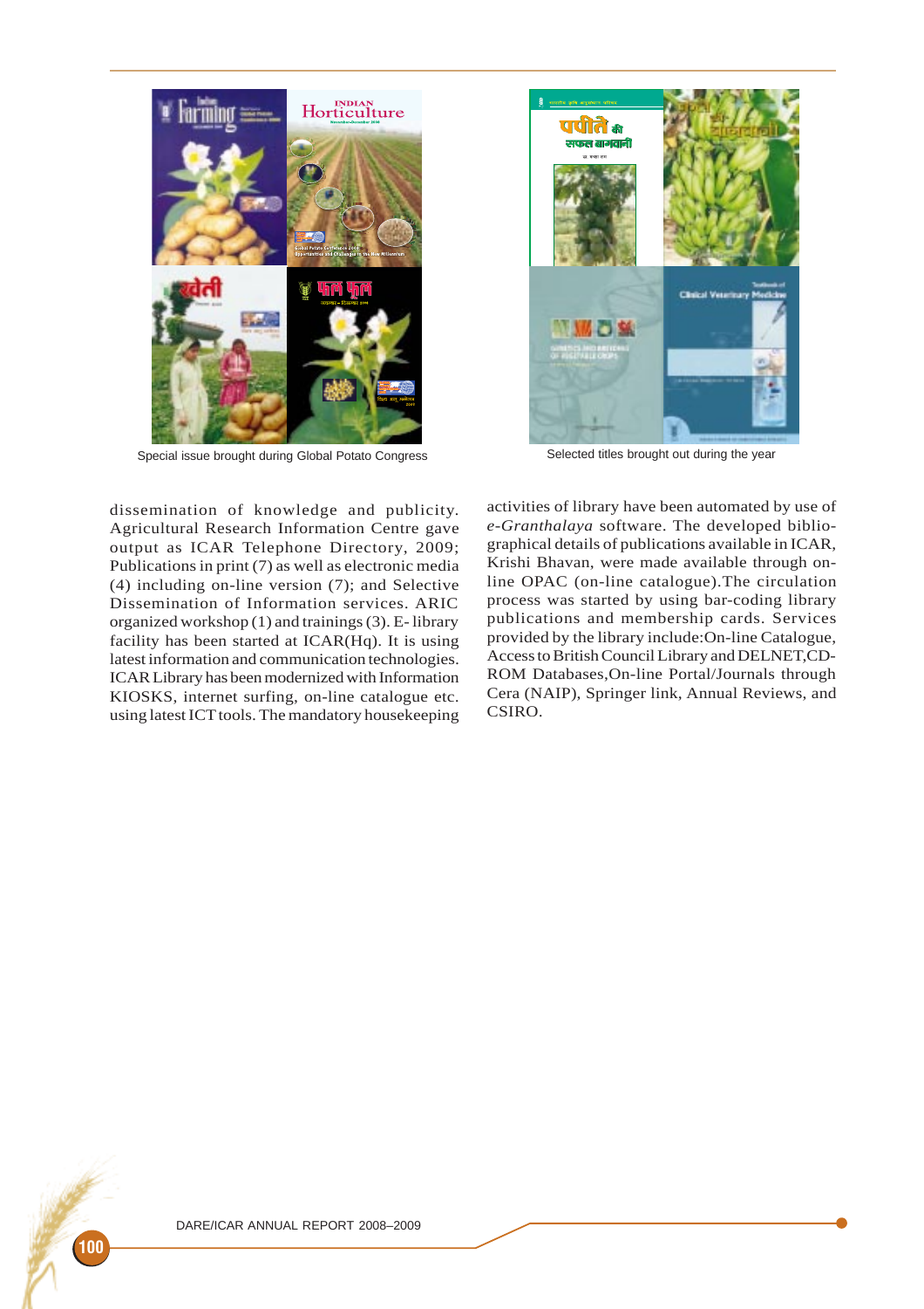Special issue brought during Global Potato Congress

Selected titles brought out during the year

dissemination of knowledge and publicity. Agricultural Research Information Centre gave output as ICAR Telephone Directory, 2009; Publications in print (7) as well as electronic media (4) including on-line version (7); and Selective Dissemination of Information services. ARIC organized workshop (1) and trainings (3). E- library facility has been started at ICAR(Hq). It is using latest information and communication technologies. ICAR Library has been modernized with Information KIOSKS, internet surfing, on-line catalogue etc. using latest ICT tools. The mandatory housekeeping activities of library have been automated by use of *e-Granthalaya* software. The developed bibliographical details of publications available in ICAR, Krishi Bhavan, were made available through online OPAC (on-line catalogue).The circulation process was started by using bar-coding library publications and membership cards. Services provided by the library include:On-line Catalogue, Access to British Council Library and DELNET,CD-ROM Databases,On-line Portal/Journals through Cera (NAIP), Springer link, Annual Reviews, and CSIRO.